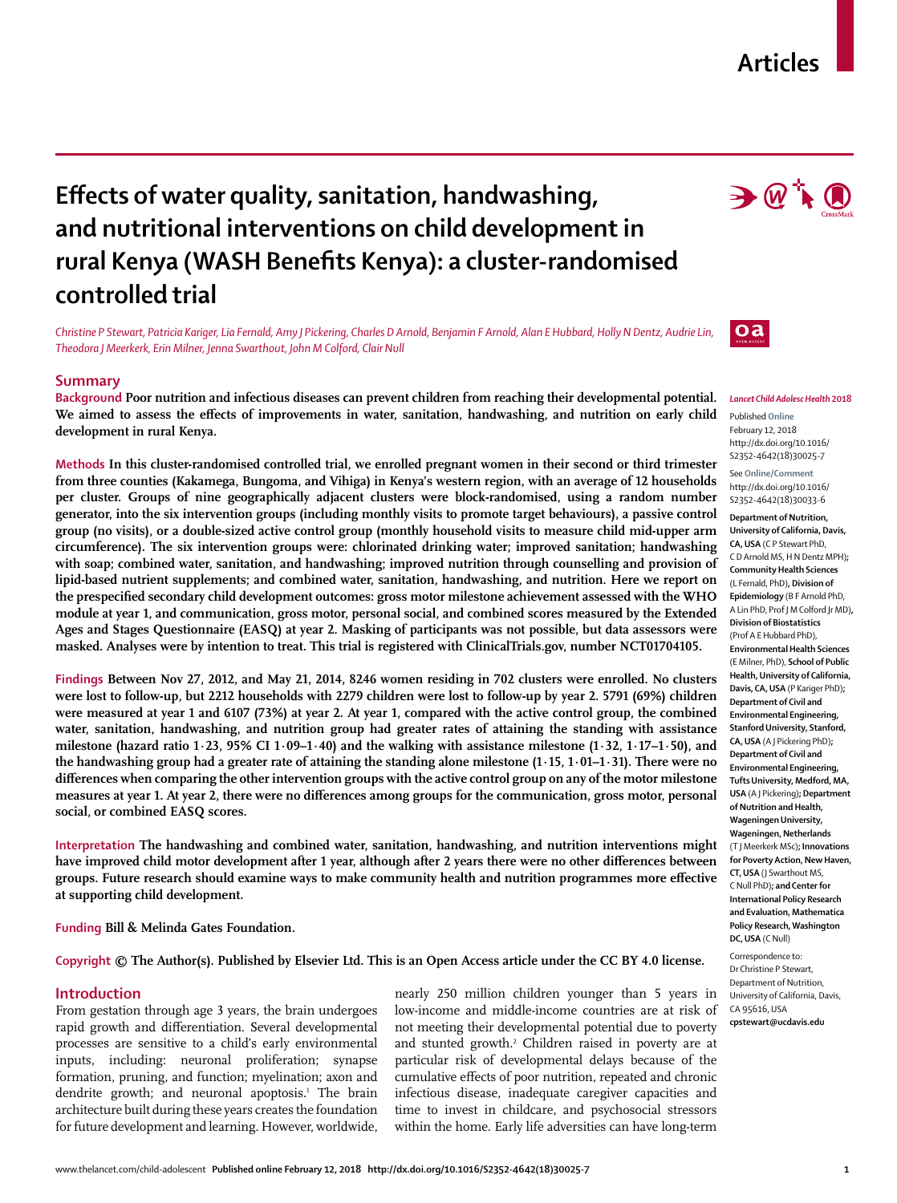# Effects of water quality, sanitation, handwashing, and nutritional interventions on child development in rural Kenya (WASH Benefits Kenya): a cluster-randomised controlled trial

*Christine P Stewart, Patricia Kariger, Lia Fernald, Amy J Pickering, Charles D Arnold, Benjamin F Arnold, Alan E Hubbard, Holly N Dentz, Audrie Lin, Theodora J Meerkerk, Erin Milner, Jenna Swarthout, John M Colford, Clair Null*

## Summary

**Background** Poor nutrition and infectious diseases can prevent children from reaching their developmental potential. We aimed to assess the effects of improvements in water, sanitation, handwashing, and nutrition on early child development in rural Kenya.

**Methods** In this cluster-randomised controlled trial, we enrolled pregnant women in their second or third trimester from three counties (Kakamega, Bungoma, and Vihiga) in Kenya's western region, with an average of 12 households per cluster. Groups of nine geographically adjacent clusters were block-randomised, using a random number generator, into the six intervention groups (including monthly visits to promote target behaviours), a passive control group (no visits), or a double-sized active control group (monthly household visits to measure child mid-upper arm circumference). The six intervention groups were: chlorinated drinking water; improved sanitation; handwashing with soap; combined water, sanitation, and handwashing; improved nutrition through counselling and provision of lipid-based nutrient supplements; and combined water, sanitation, handwashing, and nutrition. Here we report on the prespecified secondary child development outcomes: gross motor milestone achievement assessed with the WHO module at year 1, and communication, gross motor, personal social, and combined scores measured by the Extended Ages and Stages Questionnaire (EASQ) at year 2. Masking of participants was not possible, but data assessors were masked. Analyses were by intention to treat. This trial is registered with ClinicalTrials.gov, number NCT01704105.

**Findings** Between Nov 27, 2012, and May 21, 2014, 8246 women residing in 702 clusters were enrolled. No clusters were lost to follow-up, but 2212 households with 2279 children were lost to follow-up by year 2. 5791 (69%) children were measured at year 1 and 6107 (73%) at year 2. At year 1, compared with the active control group, the combined water, sanitation, handwashing, and nutrition group had greater rates of attaining the standing with assistance milestone (hazard ratio 1·23, 95% CI 1·09–1·40) and the walking with assistance milestone (1·32, 1·17–1·50), and the handwashing group had a greater rate of attaining the standing alone milestone (1·15, 1·01–1·31). There were no differences when comparing the other intervention groups with the active control group on any of the motor milestone measures at year 1. At year 2, there were no differences among groups for the communication, gross motor, personal social, or combined EASQ scores.

**Interpretation** The handwashing and combined water, sanitation, handwashing, and nutrition interventions might have improved child motor development after 1 year, although after 2 years there were no other differences between groups. Future research should examine ways to make community health and nutrition programmes more effective at supporting child development.

**Funding** Bill & Melinda Gates Foundation.

**Copyright** © The Author(s). Published by Elsevier Ltd. This is an Open Access article under the CC BY 4.0 license.

*Lancet Child Adolesc Health* 2018

Published Online February 12, 2018 http://dx.doi.org/10.1016/S2352-4642(18)30025-7

See Online/Comment http://dx.doi.org/10.1016/S2352-4642(18)30033-6

**Department of Nutrition, University of California, Davis, CA, USA** (C P Stewart PhD, C D Arnold MS, H N Dentz MPH)**; Community Health Sciences** (L Fernald, PhD)**, Division of Epidemiology** (B F Arnold PhD, A Lin PhD, Prof J M Colford Jr MD)**, Division of Biostatistics** (Prof A E Hubbard PhD)**, Environmental Health Sciences** (E Milner, PhD)**, School of Public Health, University of California, Davis, CA, USA** (P Kariger PhD)**; Department of Civil and Environmental Engineering, Stanford University, Stanford, CA, USA** (A J Pickering PhD)**; Department of Civil and Environmental Engineering, Tufts University, Medford, MA, USA** (A J Pickering)**; Department of Nutrition and Health, Wageningen University, Wageningen, Netherlands** (T J Meerkerk MSc)**; Innovations for Poverty Action, New Haven, CT, USA** (J Swarthout MS, C Null PhD)**; and Center for International Policy Research and Evaluation, Mathematica Policy Research, Washington DC, USA** (C Null)

Correspondence to: Dr Christine P Stewart, Department of Nutrition, University of California, Davis, CA 95616, USA **cpstewart@ucdavis.edu**

## Introduction

From gestation through age 3 years, the brain undergoes rapid growth and differentiation. Several developmental processes are sensitive to a child's early environmental inputs, including: neuronal proliferation; synapse formation, pruning, and function; myelination; axon and dendrite growth; and neuronal apoptosis.[1] The brain architecture built during these years creates the foundation for future development and learning. However, worldwide, nearly 250 million children younger than 5 years in low-income and middle-income countries are at risk of not meeting their developmental potential due to poverty and stunted growth.[2] Children raised in poverty are at particular risk of developmental delays because of the cumulative effects of poor nutrition, repeated and chronic infectious disease, inadequate caregiver capacities and time to invest in childcare, and psychosocial stressors within the home. Early life adversities can have long-term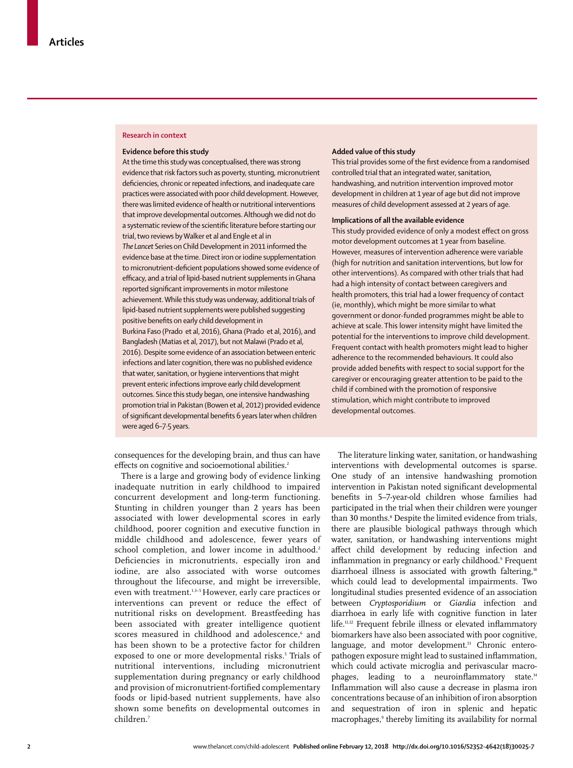## Research in context

### Evidence before this study

At the time this study was conceptualised, there was strong evidence that risk factors such as poverty, stunting, micronutrient deficiencies, chronic or repeated infections, and inadequate care practices were associated with poor child development. However, there was limited evidence of health or nutritional interventions that improve developmental outcomes. Although we did not do a systematic review of the scientific literature before starting our trial, two reviews by Walker et al and Engle et al in *The Lancet* Series on Child Development in 2011 informed the evidence base at the time. Direct iron or iodine supplementation to micronutrient-deficient populations showed some evidence of efficacy, and a trial of lipid-based nutrient supplements in Ghana reported significant improvements in motor milestone achievement. While this study was underway, additional trials of lipid-based nutrient supplements were published suggesting positive benefits on early child development in Burkina Faso (Prado et al, 2016), Ghana (Prado et al, 2016), and Bangladesh (Matias et al, 2017), but not Malawi (Prado et al, 2016). Despite some evidence of an association between enteric infections and later cognition, there was no published evidence that water, sanitation, or hygiene interventions that might prevent enteric infections improve early child development outcomes. Since this study began, one intensive handwashing promotion trial in Pakistan (Bowen et al, 2012) provided evidence of significant developmental benefits 6 years later when children were aged 6–7·5 years.

### Added value of this study

This trial provides some of the first evidence from a randomised controlled trial that an integrated water, sanitation, handwashing, and nutrition intervention improved motor development in children at 1 year of age but did not improve measures of child development assessed at 2 years of age.

### Implications of all the available evidence

This study provided evidence of only a modest effect on gross motor development outcomes at 1 year from baseline. However, measures of intervention adherence were variable (high for nutrition and sanitation interventions, but low for other interventions). As compared with other trials that had had a high intensity of contact between caregivers and health promoters, this trial had a lower frequency of contact (ie, monthly), which might be more similar to what government or donor-funded programmes might be able to achieve at scale. This lower intensity might have limited the potential for the interventions to improve child development. Frequent contact with health promoters might lead to higher adherence to the recommended behaviours. It could also provide added benefits with respect to social support for the caregiver or encouraging greater attention to be paid to the child if combined with the promotion of responsive stimulation, which might contribute to improved developmental outcomes.

consequences for the developing brain, and thus can have effects on cognitive and socioemotional abilities.[2]

There is a large and growing body of evidence linking inadequate nutrition in early childhood to impaired concurrent development and long-term functioning. Stunting in children younger than 2 years has been associated with lower developmental scores in early childhood, poorer cognition and executive function in middle childhood and adolescence, fewer years of school completion, and lower income in adulthood.[2] Deficiencies in micronutrients, especially iron and iodine, are also associated with worse outcomes throughout the lifecourse, and might be irreversible, even with treatment.[1,3–5] However, early care practices or interventions can prevent or reduce the effect of nutritional risks on development. Breastfeeding has been associated with greater intelligence quotient scores measured in childhood and adolescence,[6] and has been shown to be a protective factor for children exposed to one or more developmental risks.[5] Trials of nutritional interventions, including micronutrient supplementation during pregnancy or early childhood and provision of micronutrient-fortified complementary foods or lipid-based nutrient supplements, have also shown some benefits on developmental outcomes in children.[7]

The literature linking water, sanitation, or handwashing interventions with developmental outcomes is sparse. One study of an intensive handwashing promotion intervention in Pakistan noted significant developmental benefits in 5–7-year-old children whose families had participated in the trial when their children were younger than 30 months.[8] Despite the limited evidence from trials, there are plausible biological pathways through which water, sanitation, or handwashing interventions might affect child development by reducing infection and inflammation in pregnancy or early childhood.[9] Frequent diarrhoeal illness is associated with growth faltering,[10] which could lead to developmental impairments. Two longitudinal studies presented evidence of an association between *Cryptosporidium* or *Giardia* infection and diarrhoea in early life with cognitive function in later life.[11,12] Frequent febrile illness or elevated inflammatory biomarkers have also been associated with poor cognitive, language, and motor development.[13] Chronic enteropathogen exposure might lead to sustained inflammation, which could activate microglia and perivascular macrophages, leading to a neuroinflammatory state.[14] Inflammation will also cause a decrease in plasma iron concentrations because of an inhibition of iron absorption and sequestration of iron in splenic and hepatic macrophages,[9] thereby limiting its availability for normal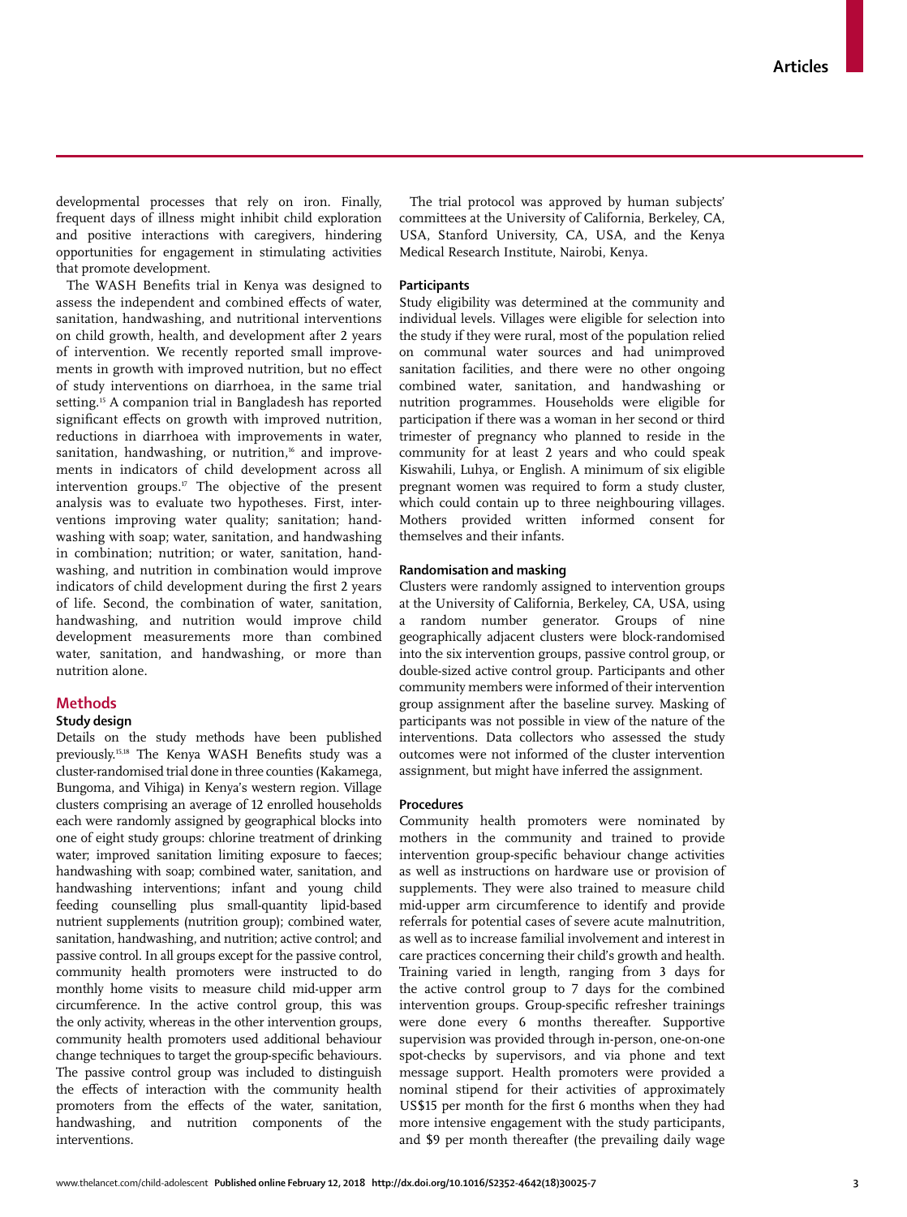developmental processes that rely on iron. Finally, frequent days of illness might inhibit child exploration and positive interactions with caregivers, hindering opportunities for engagement in stimulating activities that promote development.

The WASH Benefits trial in Kenya was designed to assess the independent and combined effects of water, sanitation, handwashing, and nutritional interventions on child growth, health, and development after 2 years of intervention. We recently reported small improvements in growth with improved nutrition, but no effect of study interventions on diarrhoea, in the same trial setting.[15] A companion trial in Bangladesh has reported significant effects on growth with improved nutrition, reductions in diarrhoea with improvements in water, sanitation, handwashing, or nutrition,[16] and improvements in indicators of child development across all intervention groups.[17] The objective of the present analysis was to evaluate two hypotheses. First, interventions improving water quality; sanitation; handwashing with soap; water, sanitation, and handwashing in combination; nutrition; or water, sanitation, handwashing, and nutrition in combination would improve indicators of child development during the first 2 years of life. Second, the combination of water, sanitation, handwashing, and nutrition would improve child development measurements more than combined water, sanitation, and handwashing, or more than nutrition alone.

## Methods

### Study design

Details on the study methods have been published previously.[15,18] The Kenya WASH Benefits study was a cluster-randomised trial done in three counties (Kakamega, Bungoma, and Vihiga) in Kenya's western region. Village clusters comprising an average of 12 enrolled households each were randomly assigned by geographical blocks into one of eight study groups: chlorine treatment of drinking water; improved sanitation limiting exposure to faeces; handwashing with soap; combined water, sanitation, and handwashing interventions; infant and young child feeding counselling plus small-quantity lipid-based nutrient supplements (nutrition group); combined water, sanitation, handwashing, and nutrition; active control; and passive control. In all groups except for the passive control, community health promoters were instructed to do monthly home visits to measure child mid-upper arm circumference. In the active control group, this was the only activity, whereas in the other intervention groups, community health promoters used additional behaviour change techniques to target the group-specific behaviours. The passive control group was included to distinguish the effects of interaction with the community health promoters from the effects of the water, sanitation, handwashing, and nutrition components of the interventions.

The trial protocol was approved by human subjects' committees at the University of California, Berkeley, CA, USA, Stanford University, CA, USA, and the Kenya Medical Research Institute, Nairobi, Kenya.

### Participants

Study eligibility was determined at the community and individual levels. Villages were eligible for selection into the study if they were rural, most of the population relied on communal water sources and had unimproved sanitation facilities, and there were no other ongoing combined water, sanitation, and handwashing or nutrition programmes. Households were eligible for participation if there was a woman in her second or third trimester of pregnancy who planned to reside in the community for at least 2 years and who could speak Kiswahili, Luhya, or English. A minimum of six eligible pregnant women was required to form a study cluster, which could contain up to three neighbouring villages. Mothers provided written informed consent for themselves and their infants.

### Randomisation and masking

Clusters were randomly assigned to intervention groups at the University of California, Berkeley, CA, USA, using a random number generator. Groups of nine geographically adjacent clusters were block-randomised into the six intervention groups, passive control group, or double-sized active control group. Participants and other community members were informed of their intervention group assignment after the baseline survey. Masking of participants was not possible in view of the nature of the interventions. Data collectors who assessed the study outcomes were not informed of the cluster intervention assignment, but might have inferred the assignment.

### Procedures

Community health promoters were nominated by mothers in the community and trained to provide intervention group-specific behaviour change activities as well as instructions on hardware use or provision of supplements. They were also trained to measure child mid-upper arm circumference to identify and provide referrals for potential cases of severe acute malnutrition, as well as to increase familial involvement and interest in care practices concerning their child's growth and health. Training varied in length, ranging from 3 days for the active control group to 7 days for the combined intervention groups. Group-specific refresher trainings were done every 6 months thereafter. Supportive supervision was provided through in-person, one-on-one spot-checks by supervisors, and via phone and text message support. Health promoters were provided a nominal stipend for their activities of approximately US$15 per month for the first 6 months when they had more intensive engagement with the study participants, and $9 per month thereafter (the prevailing daily wage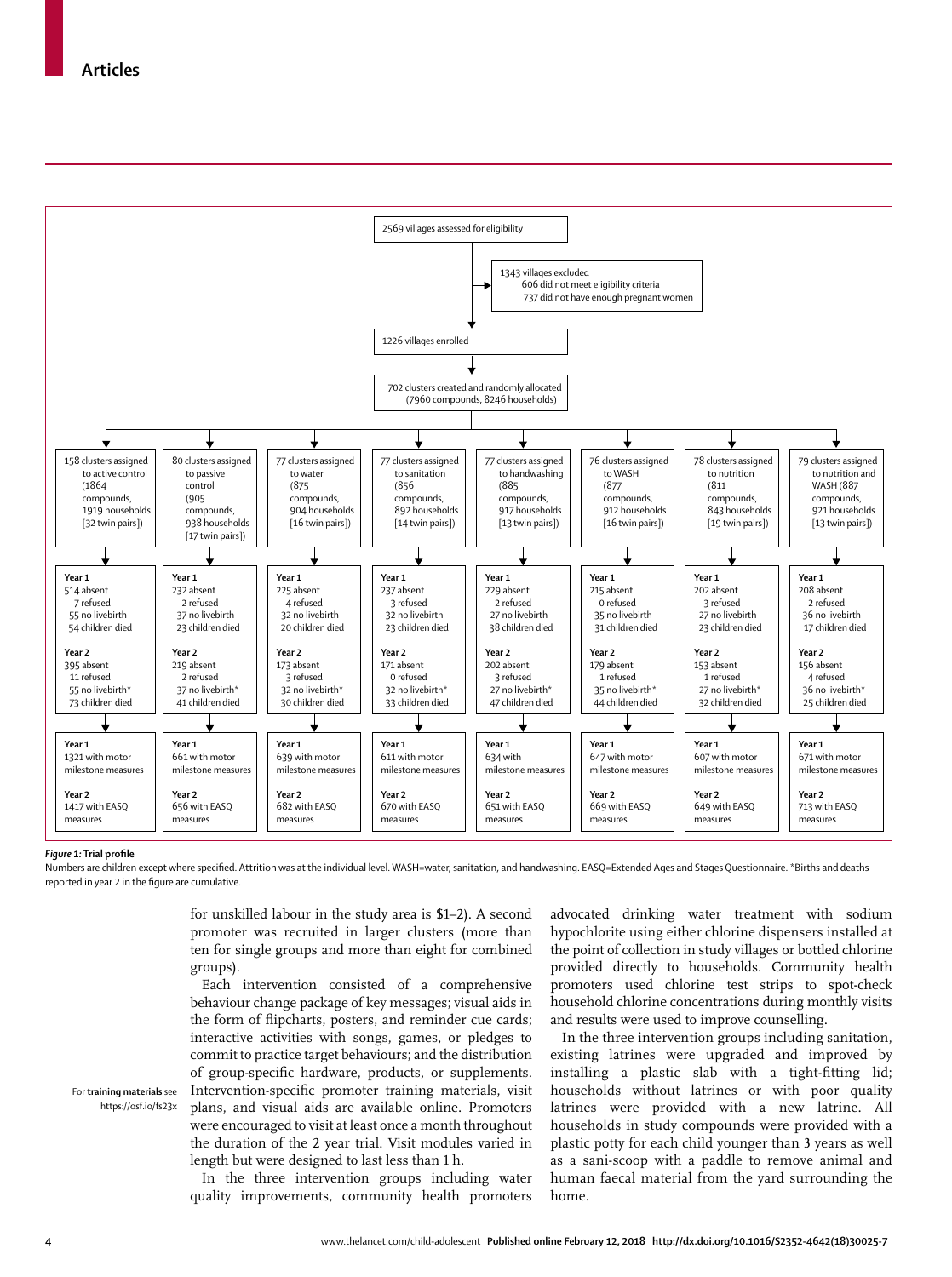2569 villages assessed for eligibility

1343 villages excluded
- 606 did not meet eligibility criteria
- 737 did not have enough pregnant women

1226 villages enrolled

702 clusters created and randomly allocated (7960 compounds, 8246 households)

| Active control | Passive control | Water | Sanitation | Handwashing | WASH | Nutrition | Nutrition and WASH |
|---|---|---|---|---|---|---|---|
| 158 clusters assigned to active control (1864 compounds, 1919 households [32 twin pairs]) | 80 clusters assigned to passive control (905 compounds, 938 households [17 twin pairs]) | 77 clusters assigned to water (875 compounds, 904 households [16 twin pairs]) | 77 clusters assigned to sanitation (856 compounds, 892 households [14 twin pairs]) | 77 clusters assigned to handwashing (885 compounds, 917 households [13 twin pairs]) | 76 clusters assigned to WASH (877 compounds, 912 households [16 twin pairs]) | 78 clusters assigned to nutrition (811 compounds, 843 households [19 twin pairs]) | 79 clusters assigned to nutrition and WASH (887 compounds, 921 households [13 twin pairs]) |
| Year 1: 514 absent, 7 refused, 55 no livebirth, 54 children died | Year 1: 232 absent, 2 refused, 37 no livebirth, 23 children died | Year 1: 225 absent, 4 refused, 32 no livebirth, 20 children died | Year 1: 237 absent, 3 refused, 32 no livebirth, 23 children died | Year 1: 229 absent, 2 refused, 27 no livebirth, 38 children died | Year 1: 215 absent, 0 refused, 35 no livebirth, 31 children died | Year 1: 202 absent, 3 refused, 27 no livebirth, 23 children died | Year 1: 208 absent, 2 refused, 36 no livebirth, 17 children died |
| Year 2: 395 absent, 11 refused, 55 no livebirth*, 73 children died | Year 2: 219 absent, 2 refused, 37 no livebirth*, 41 children died | Year 2: 173 absent, 3 refused, 32 no livebirth*, 30 children died | Year 2: 171 absent, 0 refused, 32 no livebirth*, 33 children died | Year 2: 202 absent, 3 refused, 27 no livebirth*, 47 children died | Year 2: 179 absent, 1 refused, 35 no livebirth*, 44 children died | Year 2: 153 absent, 1 refused, 27 no livebirth*, 32 children died | Year 2: 156 absent, 4 refused, 36 no livebirth*, 25 children died |
| Year 1: 1321 with motor milestone measures | Year 1: 661 with motor milestone measures | Year 1: 639 with motor milestone measures | Year 1: 611 with motor milestone measures | Year 1: 634 with milestone measures | Year 1: 647 with motor milestone measures | Year 1: 607 with motor milestone measures | Year 1: 671 with motor milestone measures |
| Year 2: 1417 with EASQ measures | Year 2: 656 with EASQ measures | Year 2: 682 with EASQ measures | Year 2: 670 with EASQ measures | Year 2: 651 with EASQ measures | Year 2: 669 with EASQ measures | Year 2: 649 with EASQ measures | Year 2: 713 with EASQ measures |

***Figure 1:*** **Trial profile**

Numbers are children except where specified. Attrition was at the individual level. WASH=water, sanitation, and handwashing. EASQ=Extended Ages and Stages Questionnaire. *Births and deaths reported in year 2 in the figure are cumulative.

for unskilled labour in the study area is $1–2). A second promoter was recruited in larger clusters (more than ten for single groups and more than eight for combined groups).

Each intervention consisted of a comprehensive behaviour change package of key messages; visual aids in the form of flipcharts, posters, and reminder cue cards; interactive activities with songs, games, or pledges to commit to practice target behaviours; and the distribution of group-specific hardware, products, or supplements. Intervention-specific promoter training materials, visit plans, and visual aids are available online. Promoters were encouraged to visit at least once a month throughout the duration of the 2 year trial. Visit modules varied in length but were designed to last less than 1 h.

For **training materials** see https://osf.io/fs23x

In the three intervention groups including water quality improvements, community health promoters advocated drinking water treatment with sodium hypochlorite using either chlorine dispensers installed at the point of collection in study villages or bottled chlorine provided directly to households. Community health promoters used chlorine test strips to spot-check household chlorine concentrations during monthly visits and results were used to improve counselling.

In the three intervention groups including sanitation, existing latrines were upgraded and improved by installing a plastic slab with a tight-fitting lid; households without latrines or with poor quality latrines were provided with a new latrine. All households in study compounds were provided with a plastic potty for each child younger than 3 years as well as a sani-scoop with a paddle to remove animal and human faecal material from the yard surrounding the home.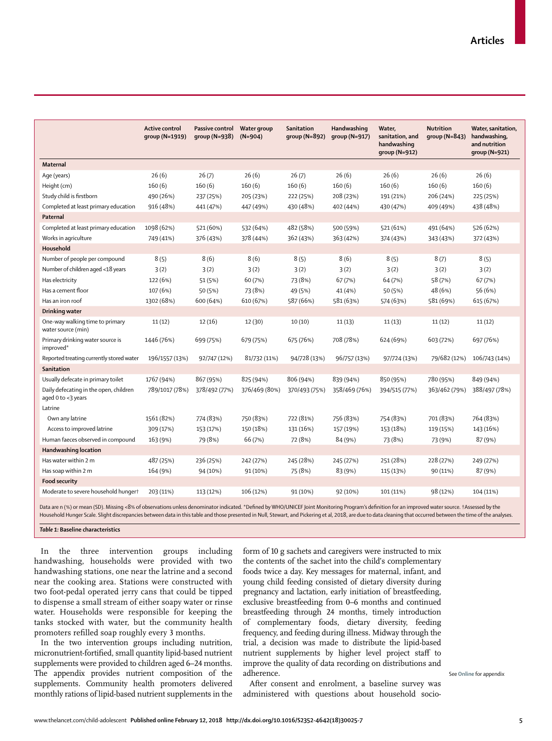| | Active control group (N=1919) | Passive control group (N=938) | Water group (N=904) | Sanitation group (N=892) | Handwashing group (N=917) | Water, sanitation, and handwashing group (N=912) | Nutrition group (N=843) | Water, sanitation, handwashing, and nutrition group (N=921) |
|---|---|---|---|---|---|---|---|---|
| **Maternal** | | | | | | | | |
| Age (years) | 26 (6) | 26 (7) | 26 (6) | 26 (7) | 26 (6) | 26 (6) | 26 (6) | 26 (6) |
| Height (cm) | 160 (6) | 160 (6) | 160 (6) | 160 (6) | 160 (6) | 160 (6) | 160 (6) | 160 (6) |
| Study child is firstborn | 490 (26%) | 237 (25%) | 205 (23%) | 222 (25%) | 208 (23%) | 191 (21%) | 206 (24%) | 225 (25%) |
| Completed at least primary education | 916 (48%) | 441 (47%) | 447 (49%) | 430 (48%) | 402 (44%) | 430 (47%) | 409 (49%) | 438 (48%) |
| **Paternal** | | | | | | | | |
| Completed at least primary education | 1098 (62%) | 521 (60%) | 532 (64%) | 482 (58%) | 500 (59%) | 521 (61%) | 491 (64%) | 526 (62%) |
| Works in agriculture | 749 (41%) | 376 (43%) | 378 (44%) | 362 (43%) | 363 (42%) | 374 (43%) | 343 (43%) | 372 (43%) |
| **Household** | | | | | | | | |
| Number of people per compound | 8 (5) | 8 (6) | 8 (6) | 8 (5) | 8 (6) | 8 (5) | 8 (7) | 8 (5) |
| Number of children aged <18 years | 3 (2) | 3 (2) | 3 (2) | 3 (2) | 3 (2) | 3 (2) | 3 (2) | 3 (2) |
| Has electricity | 122 (6%) | 51 (5%) | 60 (7%) | 73 (8%) | 67 (7%) | 64 (7%) | 58 (7%) | 67 (7%) |
| Has a cement floor | 107 (6%) | 50 (5%) | 73 (8%) | 49 (5%) | 41 (4%) | 50 (5%) | 48 (6%) | 56 (6%) |
| Has an iron roof | 1302 (68%) | 600 (64%) | 610 (67%) | 587 (66%) | 581 (63%) | 574 (63%) | 581 (69%) | 615 (67%) |
| **Drinking water** | | | | | | | | |
| One-way walking time to primary water source (min) | 11 (12) | 12 (16) | 12 (30) | 10 (10) | 11 (13) | 11 (13) | 11 (12) | 11 (12) |
| Primary drinking water source is improved* | 1446 (76%) | 699 (75%) | 679 (75%) | 675 (76%) | 708 (78%) | 624 (69%) | 603 (72%) | 697 (76%) |
| Reported treating currently stored water | 196/1557 (13%) | 92/747 (12%) | 81/732 (11%) | 94/728 (13%) | 96/757 (13%) | 97/724 (13%) | 79/682 (12%) | 106/743 (14%) |
| **Sanitation** | | | | | | | | |
| Usually defecate in primary toilet | 1767 (94%) | 867 (95%) | 825 (94%) | 806 (94%) | 839 (94%) | 850 (95%) | 780 (95%) | 849 (94%) |
| Daily defecating in the open, children aged 0 to <3 years | 789/1017 (78%) | 378/492 (77%) | 376/469 (80%) | 370/493 (75%) | 358/469 (76%) | 394/515 (77%) | 363/462 (79%) | 388/497 (78%) |
| Latrine | | | | | | | | |
| Own any latrine | 1561 (82%) | 774 (83%) | 750 (83%) | 722 (81%) | 756 (83%) | 754 (83%) | 701 (83%) | 764 (83%) |
| Access to improved latrine | 309 (17%) | 153 (17%) | 150 (18%) | 131 (16%) | 157 (19%) | 153 (18%) | 119 (15%) | 143 (16%) |
| Human faeces observed in compound | 163 (9%) | 79 (8%) | 66 (7%) | 72 (8%) | 84 (9%) | 73 (8%) | 73 (9%) | 87 (9%) |
| **Handwashing location** | | | | | | | | |
| Has water within 2 m | 487 (25%) | 236 (25%) | 242 (27%) | 245 (28%) | 245 (27%) | 251 (28%) | 228 (27%) | 249 (27%) |
| Has soap within 2 m | 164 (9%) | 94 (10%) | 91 (10%) | 75 (8%) | 83 (9%) | 115 (13%) | 90 (11%) | 87 (9%) |
| **Food security** | | | | | | | | |
| Moderate to severe household hunger† | 203 (11%) | 113 (12%) | 106 (12%) | 91 (10%) | 92 (10%) | 101 (11%) | 98 (12%) | 104 (11%) |

Data are n (%) or mean (SD). Missing <8% of observations unless denominator indicated. *Defined by WHO/UNICEF Joint Monitoring Program's definition for an improved water source. †Assessed by the Household Hunger Scale. Slight discrepancies between data in this table and those presented in Null, Stewart, and Pickering et al, 2018, are due to data cleaning that occurred between the time of the analyses.

*Table 1:* **Baseline characteristics**

In the three intervention groups including handwashing, households were provided with two handwashing stations, one near the latrine and a second near the cooking area. Stations were constructed with two foot-pedal operated jerry cans that could be tipped to dispense a small stream of either soapy water or rinse water. Households were responsible for keeping the tanks stocked with water, but the community health promoters refilled soap roughly every 3 months.

In the two intervention groups including nutrition, micronutrient-fortified, small quantity lipid-based nutrient supplements were provided to children aged 6–24 months. The appendix provides nutrient composition of the supplements. Community health promoters delivered monthly rations of lipid-based nutrient supplements in the form of 10 g sachets and caregivers were instructed to mix the contents of the sachet into the child's complementary foods twice a day. Key messages for maternal, infant, and young child feeding consisted of dietary diversity during pregnancy and lactation, early initiation of breastfeeding, exclusive breastfeeding from 0–6 months and continued breastfeeding through 24 months, timely introduction of complementary foods, dietary diversity, feeding frequency, and feeding during illness. Midway through the trial, a decision was made to distribute the lipid-based nutrient supplements by higher level project staff to improve the quality of data recording on distributions and adherence.

See Online for appendix

After consent and enrolment, a baseline survey was administered with questions about household socio-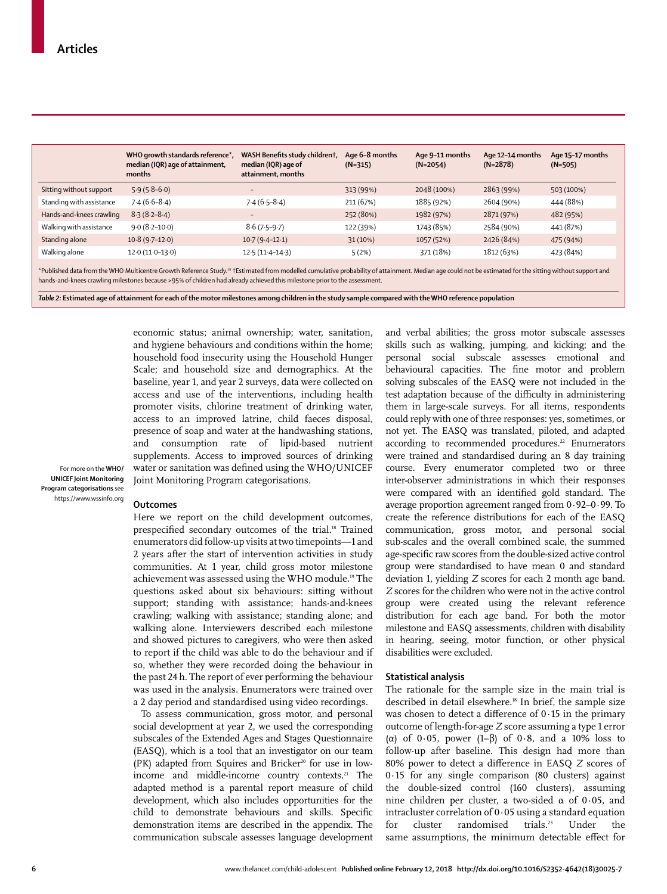| | WHO growth standards reference*, median (IQR) age of attainment, months | WASH Benefits study children†, median (IQR) age of attainment, months | Age 6–8 months (N=315) | Age 9–11 months (N=2054) | Age 12–14 months (N=2878) | Age 15–17 months (N=505) |
|---|---|---|---|---|---|---|
| Sitting without support | 5·9 (5·8–6·0) | .. | 313 (99%) | 2048 (100%) | 2863 (99%) | 503 (100%) |
| Standing with assistance | 7·4 (6·6–8·4) | 7·4 (6·5–8·4) | 211 (67%) | 1885 (92%) | 2604 (90%) | 444 (88%) |
| Hands-and-knees crawling | 8·3 (8·2–8·4) | .. | 252 (80%) | 1982 (97%) | 2871 (97%) | 482 (95%) |
| Walking with assistance | 9·0 (8·2–10·0) | 8·6 (7·5–9·7) | 122 (39%) | 1743 (85%) | 2584 (90%) | 441 (87%) |
| Standing alone | 10·8 (9·7–12·0) | 10·7 (9·4–12·1) | 31 (10%) | 1057 (52%) | 2426 (84%) | 475 (94%) |
| Walking alone | 12·0 (11·0–13·0) | 12·5 (11·4–14·3) | 5 (2%) | 371 (18%) | 1812 (63%) | 423 (84%) |

*Published data from the WHO Multicentre Growth Reference Study.[19] †Estimated from modelled cumulative probability of attainment. Median age could not be estimated for the sitting without support and hands-and-knees crawling milestones because >95% of children had already achieved this milestone prior to the assessment.

*Table 2:* **Estimated age of attainment for each of the motor milestones among children in the study sample compared with the WHO reference population**

economic status; animal ownership; water, sanitation, and hygiene behaviours and conditions within the home; household food insecurity using the Household Hunger Scale; and household size and demographics. At the baseline, year 1, and year 2 surveys, data were collected on access and use of the interventions, including health promoter visits, chlorine treatment of drinking water, access to an improved latrine, child faeces disposal, presence of soap and water at the handwashing stations, and consumption rate of lipid-based nutrient supplements. Access to improved sources of drinking water or sanitation was defined using the WHO/UNICEF Joint Monitoring Program categorisations.

For more on the **WHO/UNICEF Joint Monitoring Program categorisations** see https://www.wssinfo.org

### Outcomes

Here we report on the child development outcomes, prespecified secondary outcomes of the trial.[18] Trained enumerators did follow-up visits at two timepoints—1 and 2 years after the start of intervention activities in study communities. At 1 year, child gross motor milestone achievement was assessed using the WHO module.[19] The questions asked about six behaviours: sitting without support; standing with assistance; hands-and-knees crawling; walking with assistance; standing alone; and walking alone. Interviewers described each milestone and showed pictures to caregivers, who were then asked to report if the child was able to do the behaviour and if so, whether they were recorded doing the behaviour in the past 24 h. The report of ever performing the behaviour was used in the analysis. Enumerators were trained over a 2 day period and standardised using video recordings.

To assess communication, gross motor, and personal social development at year 2, we used the corresponding subscales of the Extended Ages and Stages Questionnaire (EASQ), which is a tool that an investigator on our team (PK) adapted from Squires and Bricker[20] for use in low-income and middle-income country contexts.[21] The adapted method is a parental report measure of child development, which also includes opportunities for the child to demonstrate behaviours and skills. Specific demonstration items are described in the appendix. The communication subscale assesses language development and verbal abilities; the gross motor subscale assesses skills such as walking, jumping, and kicking; and the personal social subscale assesses emotional and behavioural capacities. The fine motor and problem solving subscales of the EASQ were not included in the test adaptation because of the difficulty in administering them in large-scale surveys. For all items, respondents could reply with one of three responses: yes, sometimes, or not yet. The EASQ was translated, piloted, and adapted according to recommended procedures.[22] Enumerators were trained and standardised during an 8 day training course. Every enumerator completed two or three inter-observer administrations in which their responses were compared with an identified gold standard. The average proportion agreement ranged from 0·92–0·99. To create the reference distributions for each of the EASQ communication, gross motor, and personal social sub-scales and the overall combined scale, the summed age-specific raw scores from the double-sized active control group were standardised to have mean 0 and standard deviation 1, yielding *Z* scores for each 2 month age band. *Z* scores for the children who were not in the active control group were created using the relevant reference distribution for each age band. For both the motor milestone and EASQ assessments, children with disability in hearing, seeing, motor function, or other physical disabilities were excluded.

### Statistical analysis

The rationale for the sample size in the main trial is described in detail elsewhere.[18] In brief, the sample size was chosen to detect a difference of 0·15 in the primary outcome of length-for-age *Z* score assuming a type 1 error (α) of 0·05, power (1–β) of 0·8, and a 10% loss to follow-up after baseline. This design had more than 80% power to detect a difference in EASQ *Z* scores of 0·15 for any single comparison (80 clusters) against the double-sized control (160 clusters), assuming nine children per cluster, a two-sided α of 0·05, and intracluster correlation of 0·05 using a standard equation for cluster randomised trials.[23] Under the same assumptions, the minimum detectable effect for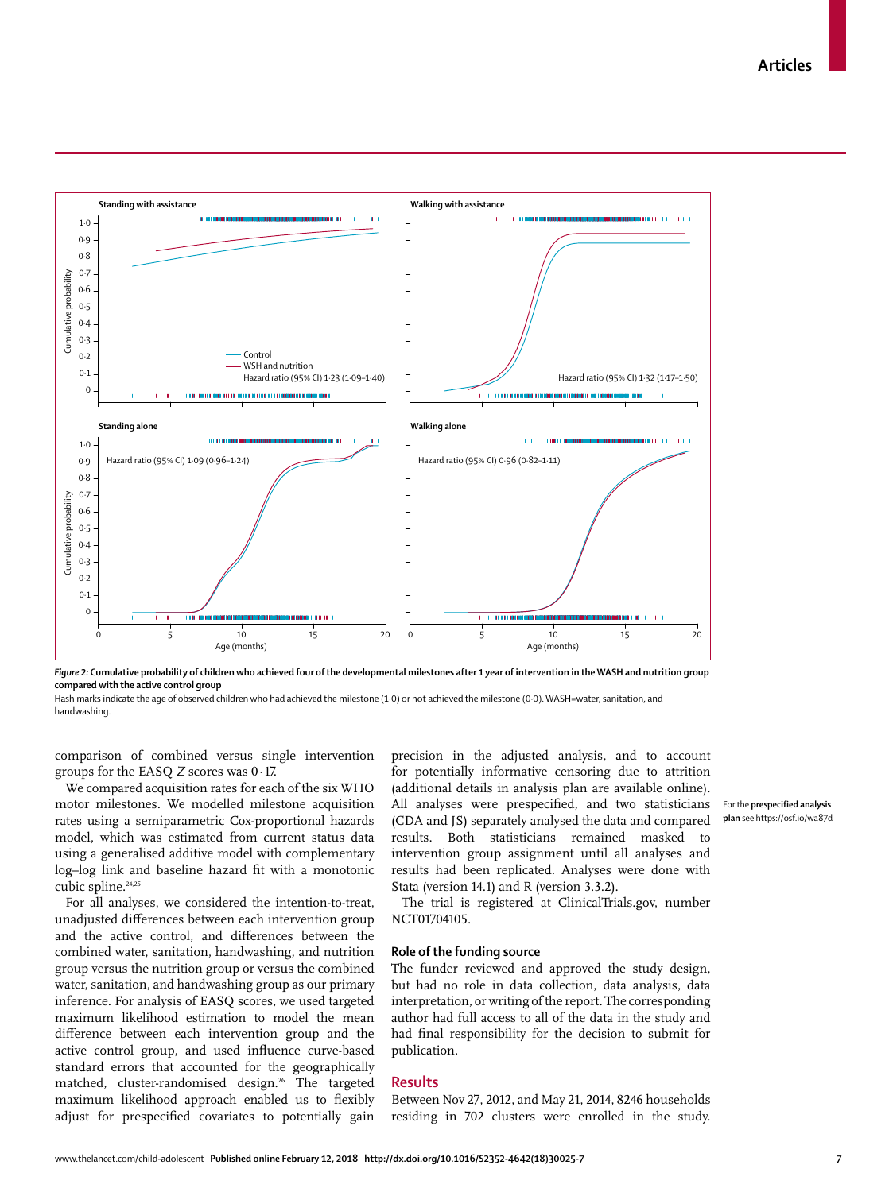**Figure 2: Cumulative probability of children who achieved four of the developmental milestones after 1 year of intervention in the WASH and nutrition group compared with the active control group**

Hash marks indicate the age of observed children who had achieved the milestone (1·0) or not achieved the milestone (0·0). WASH=water, sanitation, and handwashing.

comparison of combined versus single intervention groups for the EASQ *Z* scores was 0·17.

We compared acquisition rates for each of the six WHO motor milestones. We modelled milestone acquisition rates using a semiparametric Cox-proportional hazards model, which was estimated from current status data using a generalised additive model with complementary log–log link and baseline hazard fit with a monotonic cubic spline.[24,25]

For all analyses, we considered the intention-to-treat, unadjusted differences between each intervention group and the active control, and differences between the combined water, sanitation, handwashing, and nutrition group versus the nutrition group or versus the combined water, sanitation, and handwashing group as our primary inference. For analysis of EASQ scores, we used targeted maximum likelihood estimation to model the mean difference between each intervention group and the active control group, and used influence curve-based standard errors that accounted for the geographically matched, cluster-randomised design.[26] The targeted maximum likelihood approach enabled us to flexibly adjust for prespecified covariates to potentially gain precision in the adjusted analysis, and to account for potentially informative censoring due to attrition (additional details in analysis plan are available online). All analyses were prespecified, and two statisticians (CDA and JS) separately analysed the data and compared results. Both statisticians remained masked to intervention group assignment until all analyses and results had been replicated. Analyses were done with Stata (version 14.1) and R (version 3.3.2).

For the **prespecified analysis plan** see https://osf.io/wa87d

The trial is registered at ClinicalTrials.gov, number NCT01704105.

### Role of the funding source

The funder reviewed and approved the study design, but had no role in data collection, data analysis, data interpretation, or writing of the report. The corresponding author had full access to all of the data in the study and had final responsibility for the decision to submit for publication.

## Results

Between Nov 27, 2012, and May 21, 2014, 8246 households residing in 702 clusters were enrolled in the study.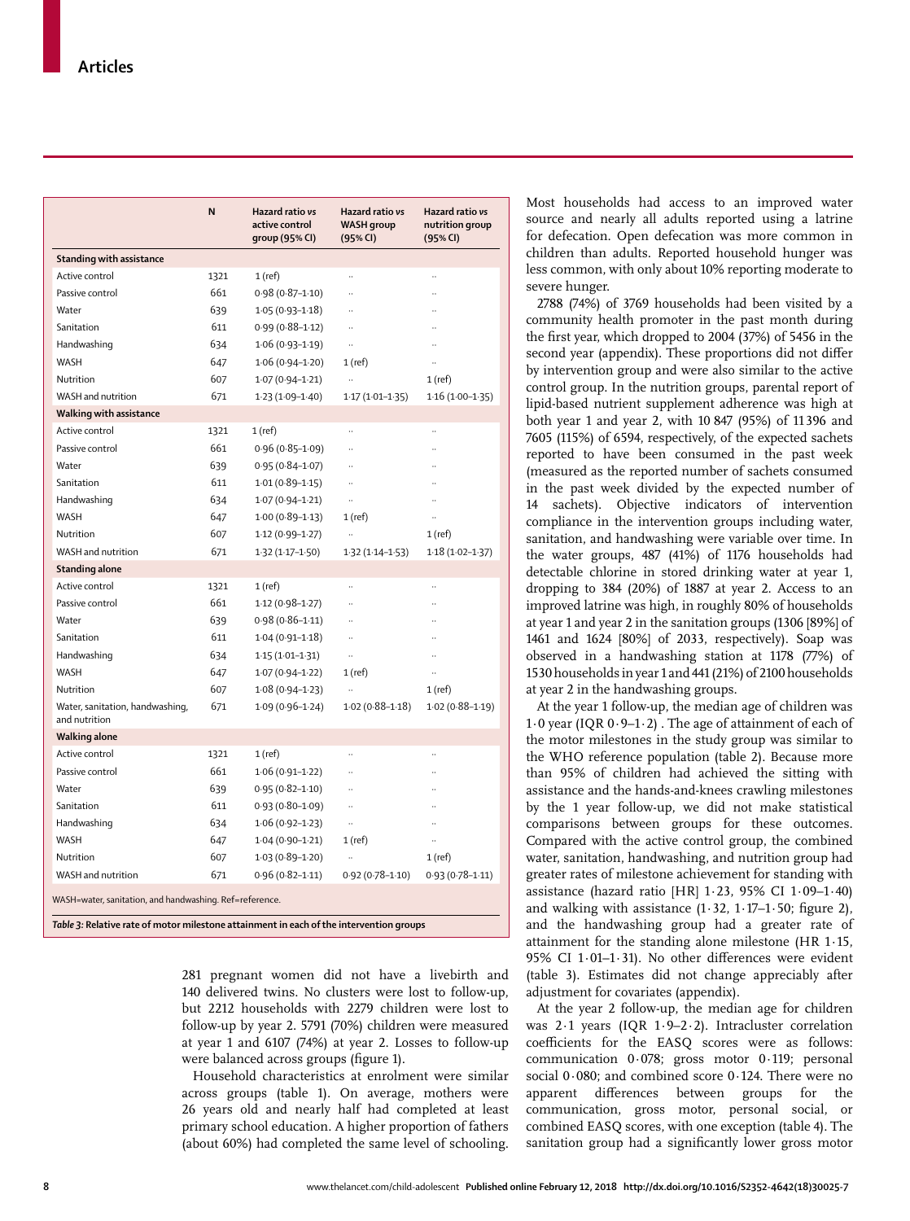| | N | Hazard ratio vs active control group (95% CI) | Hazard ratio vs WASH group (95% CI) | Hazard ratio vs nutrition group (95% CI) |
|---|---|---|---|---|
| **Standing with assistance** | | | | |
| Active control | 1321 | 1 (ref) | .. | .. |
| Passive control | 661 | 0·98 (0·87–1·10) | .. | .. |
| Water | 639 | 1·05 (0·93–1·18) | .. | .. |
| Sanitation | 611 | 0·99 (0·88–1·12) | .. | .. |
| Handwashing | 634 | 1·06 (0·93–1·19) | .. | .. |
| WASH | 647 | 1·06 (0·94–1·20) | 1 (ref) | .. |
| Nutrition | 607 | 1·07 (0·94–1·21) | .. | 1 (ref) |
| WASH and nutrition | 671 | 1·23 (1·09–1·40) | 1·17 (1·01–1·35) | 1·16 (1·00–1·35) |
| **Walking with assistance** | | | | |
| Active control | 1321 | 1 (ref) | .. | .. |
| Passive control | 661 | 0·96 (0·85–1·09) | .. | .. |
| Water | 639 | 0·95 (0·84–1·07) | .. | .. |
| Sanitation | 611 | 1·01 (0·89–1·15) | .. | .. |
| Handwashing | 634 | 1·07 (0·94–1·21) | .. | .. |
| WASH | 647 | 1·00 (0·89–1·13) | 1 (ref) | .. |
| Nutrition | 607 | 1·12 (0·99–1·27) | .. | 1 (ref) |
| WASH and nutrition | 671 | 1·32 (1·17–1·50) | 1·32 (1·14–1·53) | 1·18 (1·02–1·37) |
| **Standing alone** | | | | |
| Active control | 1321 | 1 (ref) | .. | .. |
| Passive control | 661 | 1·12 (0·98–1·27) | .. | .. |
| Water | 639 | 0·98 (0·86–1·11) | .. | .. |
| Sanitation | 611 | 1·04 (0·91–1·18) | .. | .. |
| Handwashing | 634 | 1·15 (1·01–1·31) | .. | .. |
| WASH | 647 | 1·07 (0·94–1·22) | 1 (ref) | .. |
| Nutrition | 607 | 1·08 (0·94–1·23) | .. | 1 (ref) |
| Water, sanitation, handwashing, and nutrition | 671 | 1·09 (0·96–1·24) | 1·02 (0·88–1·18) | 1·02 (0·88–1·19) |
| **Walking alone** | | | | |
| Active control | 1321 | 1 (ref) | .. | .. |
| Passive control | 661 | 1·06 (0·91–1·22) | .. | .. |
| Water | 639 | 0·95 (0·82–1·10) | .. | .. |
| Sanitation | 611 | 0·93 (0·80–1·09) | .. | .. |
| Handwashing | 634 | 1·06 (0·92–1·23) | .. | .. |
| WASH | 647 | 1·04 (0·90–1·21) | 1 (ref) | .. |
| Nutrition | 607 | 1·03 (0·89–1·20) | .. | 1 (ref) |
| WASH and nutrition | 671 | 0·96 (0·82–1·11) | 0·92 (0·78–1·10) | 0·93 (0·78–1·11) |

WASH=water, sanitation, and handwashing. Ref=reference.

*Table 3:* **Relative rate of motor milestone attainment in each of the intervention groups**

281 pregnant women did not have a livebirth and 140 delivered twins. No clusters were lost to follow-up, but 2212 households with 2279 children were lost to follow-up by year 2. 5791 (70%) children were measured at year 1 and 6107 (74%) at year 2. Losses to follow-up were balanced across groups (figure 1).

Household characteristics at enrolment were similar across groups (table 1). On average, mothers were 26 years old and nearly half had completed at least primary school education. A higher proportion of fathers (about 60%) had completed the same level of schooling. Most households had access to an improved water source and nearly all adults reported using a latrine for defecation. Open defecation was more common in children than adults. Reported household hunger was less common, with only about 10% reporting moderate to severe hunger.

2788 (74%) of 3769 households had been visited by a community health promoter in the past month during the first year, which dropped to 2004 (37%) of 5456 in the second year (appendix). These proportions did not differ by intervention group and were also similar to the active control group. In the nutrition groups, parental report of lipid-based nutrient supplement adherence was high at both year 1 and year 2, with 10 847 (95%) of 11 396 and 7605 (115%) of 6594, respectively, of the expected sachets reported to have been consumed in the past week (measured as the reported number of sachets consumed in the past week divided by the expected number of 14 sachets). Objective indicators of intervention compliance in the intervention groups including water, sanitation, and handwashing were variable over time. In the water groups, 487 (41%) of 1176 households had detectable chlorine in stored drinking water at year 1, dropping to 384 (20%) of 1887 at year 2. Access to an improved latrine was high, in roughly 80% of households at year 1 and year 2 in the sanitation groups (1306 [89%] of 1461 and 1624 [80%] of 2033, respectively). Soap was observed in a handwashing station at 1178 (77%) of 1530 households in year 1 and 441 (21%) of 2100 households at year 2 in the handwashing groups.

At the year 1 follow-up, the median age of children was 1·0 year (IQR 0·9–1·2) . The age of attainment of each of the motor milestones in the study group was similar to the WHO reference population (table 2). Because more than 95% of children had achieved the sitting with assistance and the hands-and-knees crawling milestones by the 1 year follow-up, we did not make statistical comparisons between groups for these outcomes. Compared with the active control group, the combined water, sanitation, handwashing, and nutrition group had greater rates of milestone achievement for standing with assistance (hazard ratio [HR] 1·23, 95% CI 1·09–1·40) and walking with assistance (1·32, 1·17–1·50; figure 2), and the handwashing group had a greater rate of attainment for the standing alone milestone (HR 1·15, 95% CI 1·01–1·31). No other differences were evident (table 3). Estimates did not change appreciably after adjustment for covariates (appendix).

At the year 2 follow-up, the median age for children was 2·1 years (IQR 1·9–2·2). Intracluster correlation coefficients for the EASQ scores were as follows: communication 0·078; gross motor 0·119; personal social 0·080; and combined score 0·124. There were no apparent differences between groups for the communication, gross motor, personal social, or combined EASQ scores, with one exception (table 4). The sanitation group had a significantly lower gross motor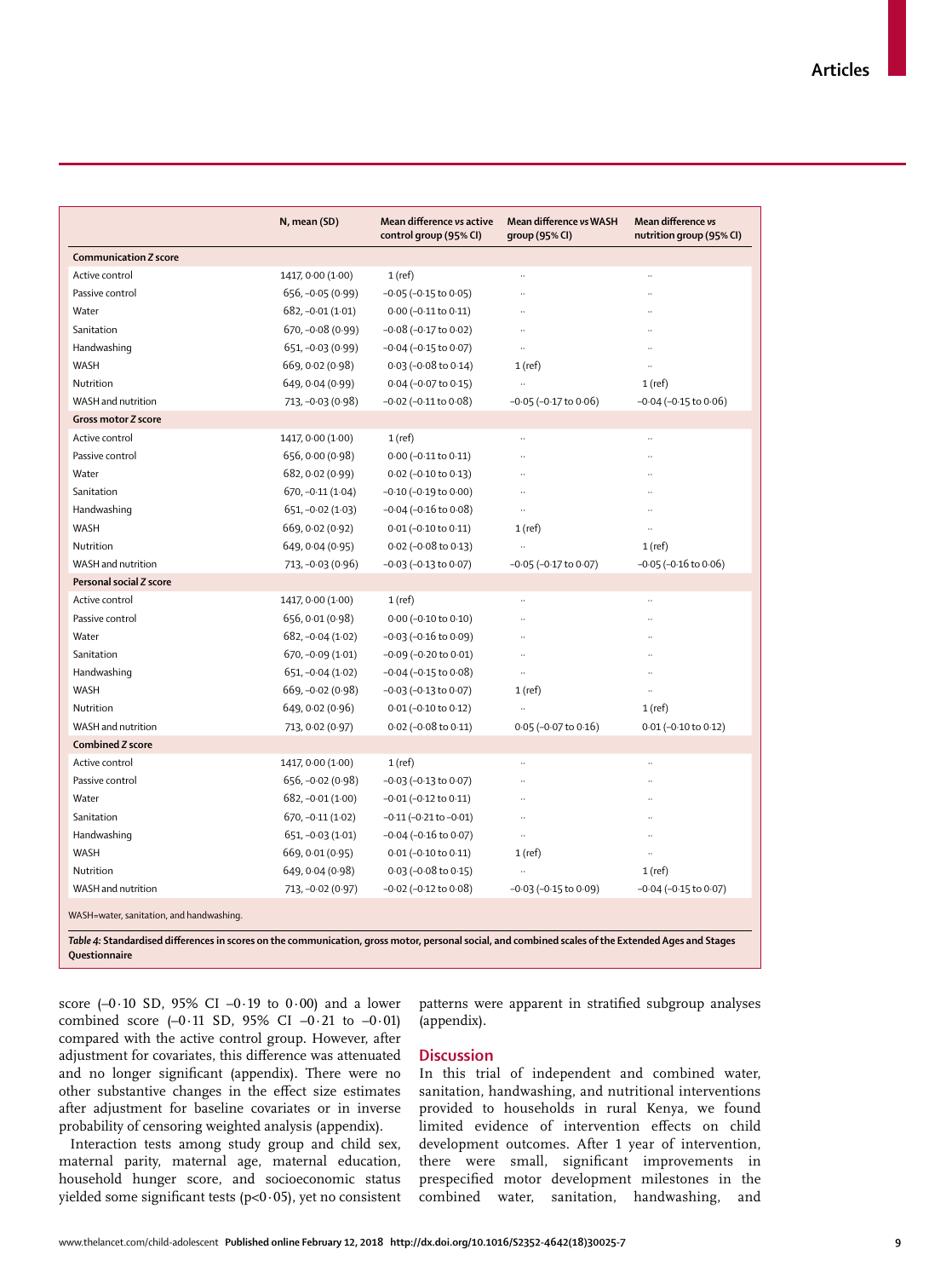| | N, mean (SD) | Mean difference vs active control group (95% CI) | Mean difference vs WASH group (95% CI) | Mean difference vs nutrition group (95% CI) |
|---|---|---|---|---|
| **Communication *Z* score** | | | | |
| Active control | 1417, 0·00 (1·00) | 1 (ref) | .. | .. |
| Passive control | 656, −0·05 (0·99) | −0·05 (−0·15 to 0·05) | .. | .. |
| Water | 682, −0·01 (1·01) | 0·00 (−0·11 to 0·11) | .. | .. |
| Sanitation | 670, −0·08 (0·99) | −0·08 (−0·17 to 0·02) | .. | .. |
| Handwashing | 651, −0·03 (0·99) | −0·04 (−0·15 to 0·07) | .. | .. |
| WASH | 669, 0·02 (0·98) | 0·03 (−0·08 to 0·14) | 1 (ref) | .. |
| Nutrition | 649, 0·04 (0·99) | 0·04 (−0·07 to 0·15) | .. | 1 (ref) |
| WASH and nutrition | 713, −0·03 (0·98) | −0·02 (−0·11 to 0·08) | −0·05 (−0·17 to 0·06) | −0·04 (−0·15 to 0·06) |
| **Gross motor *Z* score** | | | | |
| Active control | 1417, 0·00 (1·00) | 1 (ref) | .. | .. |
| Passive control | 656, 0·00 (0·98) | 0·00 (−0·11 to 0·11) | .. | .. |
| Water | 682, 0·02 (0·99) | 0·02 (−0·10 to 0·13) | .. | .. |
| Sanitation | 670, −0·11 (1·04) | −0·10 (−0·19 to 0·00) | .. | .. |
| Handwashing | 651, −0·02 (1·03) | −0·04 (−0·16 to 0·08) | .. | .. |
| WASH | 669, 0·02 (0·92) | 0·01 (−0·10 to 0·11) | 1 (ref) | .. |
| Nutrition | 649, 0·04 (0·95) | 0·02 (−0·08 to 0·13) | .. | 1 (ref) |
| WASH and nutrition | 713, −0·03 (0·96) | −0·03 (−0·13 to 0·07) | −0·05 (−0·17 to 0·07) | −0·05 (−0·16 to 0·06) |
| **Personal social *Z* score** | | | | |
| Active control | 1417, 0·00 (1·00) | 1 (ref) | .. | .. |
| Passive control | 656, 0·01 (0·98) | 0·00 (−0·10 to 0·10) | .. | .. |
| Water | 682, −0·04 (1·02) | −0·03 (−0·16 to 0·09) | .. | .. |
| Sanitation | 670, −0·09 (1·01) | −0·09 (−0·20 to 0·01) | .. | .. |
| Handwashing | 651, −0·04 (1·02) | −0·04 (−0·15 to 0·08) | .. | .. |
| WASH | 669, −0·02 (0·98) | −0·03 (−0·13 to 0·07) | 1 (ref) | .. |
| Nutrition | 649, 0·02 (0·96) | 0·01 (−0·10 to 0·12) | .. | 1 (ref) |
| WASH and nutrition | 713, 0·02 (0·97) | 0·02 (−0·08 to 0·11) | 0·05 (−0·07 to 0·16) | 0·01 (−0·10 to 0·12) |
| **Combined *Z* score** | | | | |
| Active control | 1417, 0·00 (1·00) | 1 (ref) | .. | .. |
| Passive control | 656, −0·02 (0·98) | −0·03 (−0·13 to 0·07) | .. | .. |
| Water | 682, −0·01 (1·00) | −0·01 (−0·12 to 0·11) | .. | .. |
| Sanitation | 670, −0·11 (1·02) | −0·11 (−0·21 to −0·01) | .. | .. |
| Handwashing | 651, −0·03 (1·01) | −0·04 (−0·16 to 0·07) | .. | .. |
| WASH | 669, 0·01 (0·95) | 0·01 (−0·10 to 0·11) | 1 (ref) | .. |
| Nutrition | 649, 0·04 (0·98) | 0·03 (−0·08 to 0·15) | .. | 1 (ref) |
| WASH and nutrition | 713, −0·02 (0·97) | −0·02 (−0·12 to 0·08) | −0·03 (−0·15 to 0·09) | −0·04 (−0·15 to 0·07) |

WASH=water, sanitation, and handwashing.

***Table 4:* Standardised differences in scores on the communication, gross motor, personal social, and combined scales of the Extended Ages and Stages Questionnaire**

score (−0·10 SD, 95% CI −0·19 to 0·00) and a lower combined score (−0·11 SD, 95% CI −0·21 to −0·01) compared with the active control group. However, after adjustment for covariates, this difference was attenuated and no longer significant (appendix). There were no other substantive changes in the effect size estimates after adjustment for baseline covariates or in inverse probability of censoring weighted analysis (appendix).

Interaction tests among study group and child sex, maternal parity, maternal age, maternal education, household hunger score, and socioeconomic status yielded some significant tests ($p<0·05$), yet no consistent patterns were apparent in stratified subgroup analyses (appendix).

## Discussion

In this trial of independent and combined water, sanitation, handwashing, and nutritional interventions provided to households in rural Kenya, we found limited evidence of intervention effects on child development outcomes. After 1 year of intervention, there were small, significant improvements in prespecified motor development milestones in the combined water, sanitation, handwashing, and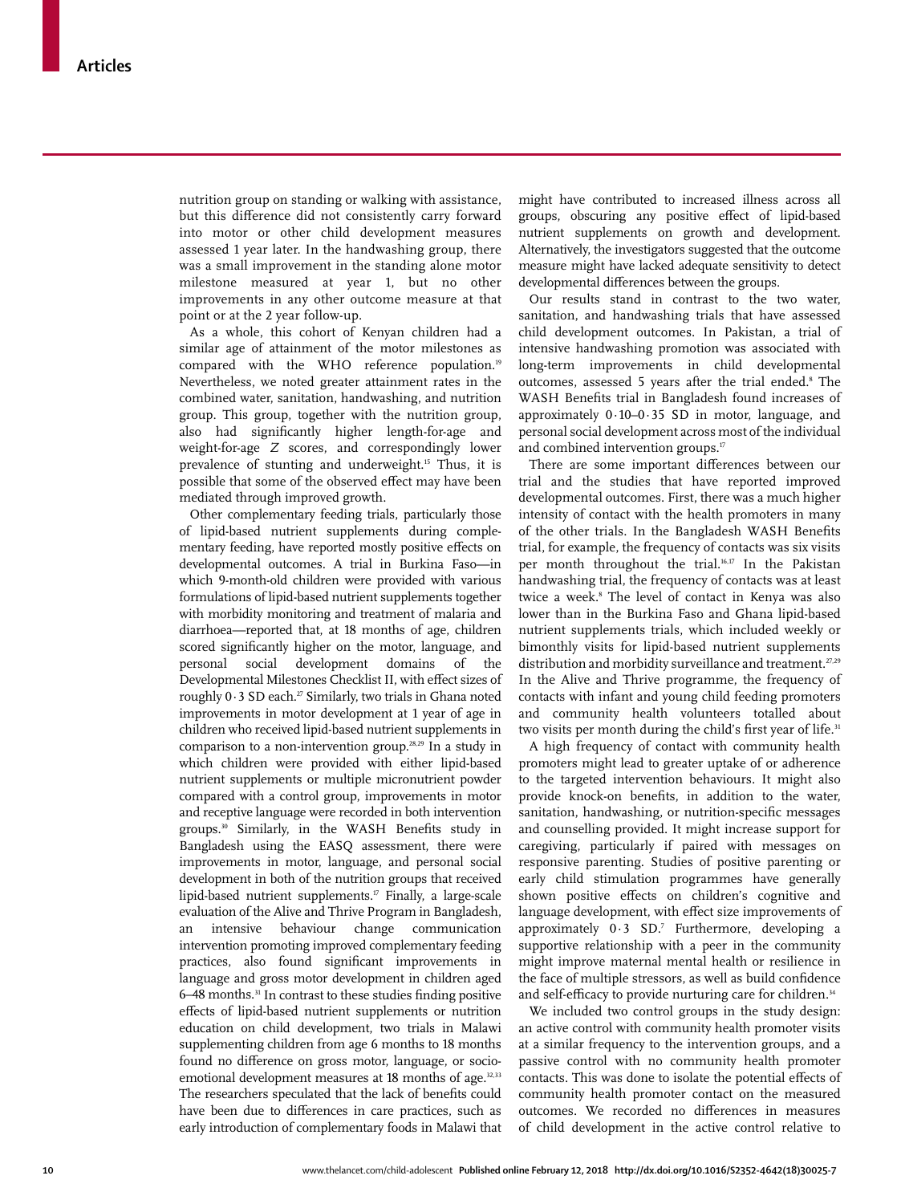nutrition group on standing or walking with assistance, but this difference did not consistently carry forward into motor or other child development measures assessed 1 year later. In the handwashing group, there was a small improvement in the standing alone motor milestone measured at year 1, but no other improvements in any other outcome measure at that point or at the 2 year follow-up.

As a whole, this cohort of Kenyan children had a similar age of attainment of the motor milestones as compared with the WHO reference population.[19] Nevertheless, we noted greater attainment rates in the combined water, sanitation, handwashing, and nutrition group. This group, together with the nutrition group, also had significantly higher length-for-age and weight-for-age *Z* scores, and correspondingly lower prevalence of stunting and underweight.[15] Thus, it is possible that some of the observed effect may have been mediated through improved growth.

Other complementary feeding trials, particularly those of lipid-based nutrient supplements during complementary feeding, have reported mostly positive effects on developmental outcomes. A trial in Burkina Faso—in which 9-month-old children were provided with various formulations of lipid-based nutrient supplements together with morbidity monitoring and treatment of malaria and diarrhoea—reported that, at 18 months of age, children scored significantly higher on the motor, language, and personal social development domains of the Developmental Milestones Checklist II, with effect sizes of roughly 0·3 SD each.[27] Similarly, two trials in Ghana noted improvements in motor development at 1 year of age in children who received lipid-based nutrient supplements in comparison to a non-intervention group.[28,29] In a study in which children were provided with either lipid-based nutrient supplements or multiple micronutrient powder compared with a control group, improvements in motor and receptive language were recorded in both intervention groups.[30] Similarly, in the WASH Benefits study in Bangladesh using the EASQ assessment, there were improvements in motor, language, and personal social development in both of the nutrition groups that received lipid-based nutrient supplements.[17] Finally, a large-scale evaluation of the Alive and Thrive Program in Bangladesh, an intensive behaviour change communication intervention promoting improved complementary feeding practices, also found significant improvements in language and gross motor development in children aged 6–48 months.[31] In contrast to these studies finding positive effects of lipid-based nutrient supplements or nutrition education on child development, two trials in Malawi supplementing children from age 6 months to 18 months found no difference on gross motor, language, or socio-emotional development measures at 18 months of age.[32,33] The researchers speculated that the lack of benefits could have been due to differences in care practices, such as early introduction of complementary foods in Malawi that might have contributed to increased illness across all groups, obscuring any positive effect of lipid-based nutrient supplements on growth and development. Alternatively, the investigators suggested that the outcome measure might have lacked adequate sensitivity to detect developmental differences between the groups.

Our results stand in contrast to the two water, sanitation, and handwashing trials that have assessed child development outcomes. In Pakistan, a trial of intensive handwashing promotion was associated with long-term improvements in child developmental outcomes, assessed 5 years after the trial ended.[8] The WASH Benefits trial in Bangladesh found increases of approximately 0·10–0·35 SD in motor, language, and personal social development across most of the individual and combined intervention groups.[17]

There are some important differences between our trial and the studies that have reported improved developmental outcomes. First, there was a much higher intensity of contact with the health promoters in many of the other trials. In the Bangladesh WASH Benefits trial, for example, the frequency of contacts was six visits per month throughout the trial.[16,17] In the Pakistan handwashing trial, the frequency of contacts was at least twice a week.[8] The level of contact in Kenya was also lower than in the Burkina Faso and Ghana lipid-based nutrient supplements trials, which included weekly or bimonthly visits for lipid-based nutrient supplements distribution and morbidity surveillance and treatment.[27,29] In the Alive and Thrive programme, the frequency of contacts with infant and young child feeding promoters and community health volunteers totalled about two visits per month during the child's first year of life.[31]

A high frequency of contact with community health promoters might lead to greater uptake of or adherence to the targeted intervention behaviours. It might also provide knock-on benefits, in addition to the water, sanitation, handwashing, or nutrition-specific messages and counselling provided. It might increase support for caregiving, particularly if paired with messages on responsive parenting. Studies of positive parenting or early child stimulation programmes have generally shown positive effects on children's cognitive and language development, with effect size improvements of approximately 0·3 SD.[7] Furthermore, developing a supportive relationship with a peer in the community might improve maternal mental health or resilience in the face of multiple stressors, as well as build confidence and self-efficacy to provide nurturing care for children.[34]

We included two control groups in the study design: an active control with community health promoter visits at a similar frequency to the intervention groups, and a passive control with no community health promoter contacts. This was done to isolate the potential effects of community health promoter contact on the measured outcomes. We recorded no differences in measures of child development in the active control relative to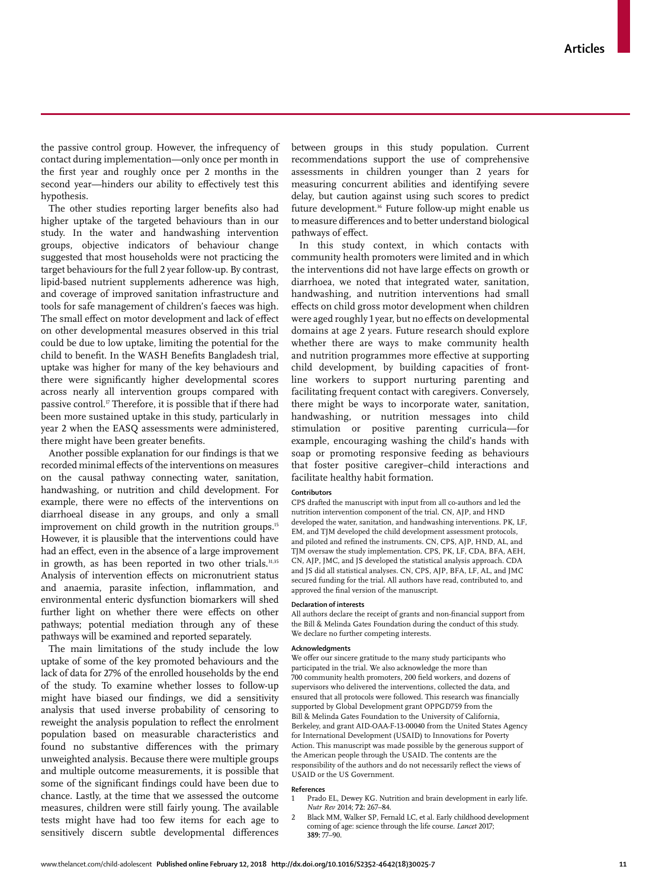the passive control group. However, the infrequency of contact during implementation—only once per month in the first year and roughly once per 2 months in the second year—hinders our ability to effectively test this hypothesis.

The other studies reporting larger benefits also had higher uptake of the targeted behaviours than in our study. In the water and handwashing intervention groups, objective indicators of behaviour change suggested that most households were not practicing the target behaviours for the full 2 year follow-up. By contrast, lipid-based nutrient supplements adherence was high, and coverage of improved sanitation infrastructure and tools for safe management of children's faeces was high. The small effect on motor development and lack of effect on other developmental measures observed in this trial could be due to low uptake, limiting the potential for the child to benefit. In the WASH Benefits Bangladesh trial, uptake was higher for many of the key behaviours and there were significantly higher developmental scores across nearly all intervention groups compared with passive control.[17] Therefore, it is possible that if there had been more sustained uptake in this study, particularly in year 2 when the EASQ assessments were administered, there might have been greater benefits.

Another possible explanation for our findings is that we recorded minimal effects of the interventions on measures on the causal pathway connecting water, sanitation, handwashing, or nutrition and child development. For example, there were no effects of the interventions on diarrhoeal disease in any groups, and only a small improvement on child growth in the nutrition groups.[15] However, it is plausible that the interventions could have had an effect, even in the absence of a large improvement in growth, as has been reported in two other trials.[31,35] Analysis of intervention effects on micronutrient status and anaemia, parasite infection, inflammation, and environmental enteric dysfunction biomarkers will shed further light on whether there were effects on other pathways; potential mediation through any of these pathways will be examined and reported separately.

The main limitations of the study include the low uptake of some of the key promoted behaviours and the lack of data for 27% of the enrolled households by the end of the study. To examine whether losses to follow-up might have biased our findings, we did a sensitivity analysis that used inverse probability of censoring to reweight the analysis population to reflect the enrolment population based on measurable characteristics and found no substantive differences with the primary unweighted analysis. Because there were multiple groups and multiple outcome measurements, it is possible that some of the significant findings could have been due to chance. Lastly, at the time that we assessed the outcome measures, children were still fairly young. The available tests might have had too few items for each age to sensitively discern subtle developmental differences between groups in this study population. Current recommendations support the use of comprehensive assessments in children younger than 2 years for measuring concurrent abilities and identifying severe delay, but caution against using such scores to predict future development.[36] Future follow-up might enable us to measure differences and to better understand biological pathways of effect.

In this study context, in which contacts with community health promoters were limited and in which the interventions did not have large effects on growth or diarrhoea, we noted that integrated water, sanitation, handwashing, and nutrition interventions had small effects on child gross motor development when children were aged roughly 1 year, but no effects on developmental domains at age 2 years. Future research should explore whether there are ways to make community health and nutrition programmes more effective at supporting child development, by building capacities of front-line workers to support nurturing parenting and facilitating frequent contact with caregivers. Conversely, there might be ways to incorporate water, sanitation, handwashing, or nutrition messages into child stimulation or positive parenting curricula—for example, encouraging washing the child's hands with soap or promoting responsive feeding as behaviours that foster positive caregiver–child interactions and facilitate healthy habit formation.

#### Contributors

CPS drafted the manuscript with input from all co-authors and led the nutrition intervention component of the trial. CN, AJP, and HND developed the water, sanitation, and handwashing interventions. PK, LF, EM, and TJM developed the child development assessment protocols, and piloted and refined the instruments. CN, CPS, AJP, HND, AL, and TJM oversaw the study implementation. CPS, PK, LF, CDA, BFA, AEH, CN, AJP, JMC, and JS developed the statistical analysis approach. CDA and JS did all statistical analyses. CN, CPS, AJP, BFA, LF, AL, and JMC secured funding for the trial. All authors have read, contributed to, and approved the final version of the manuscript.

#### Declaration of interests

All authors declare the receipt of grants and non-financial support from the Bill & Melinda Gates Foundation during the conduct of this study. We declare no further competing interests.

#### Acknowledgments

We offer our sincere gratitude to the many study participants who participated in the trial. We also acknowledge the more than 700 community health promoters, 200 field workers, and dozens of supervisors who delivered the interventions, collected the data, and ensured that all protocols were followed. This research was financially supported by Global Development grant OPPGD759 from the Bill & Melinda Gates Foundation to the University of California, Berkeley, and grant AID-OAA-F-13-00040 from the United States Agency for International Development (USAID) to Innovations for Poverty Action. This manuscript was made possible by the generous support of the American people through the USAID. The contents are the responsibility of the authors and do not necessarily reflect the views of USAID or the US Government.

#### References

1. Prado EL, Dewey KG. Nutrition and brain development in early life. *Nutr Rev* 2014; **72:** 267–84.
2. Black MM, Walker SP, Fernald LC, et al. Early childhood development coming of age: science through the life course. *Lancet* 2017; **389:** 77–90.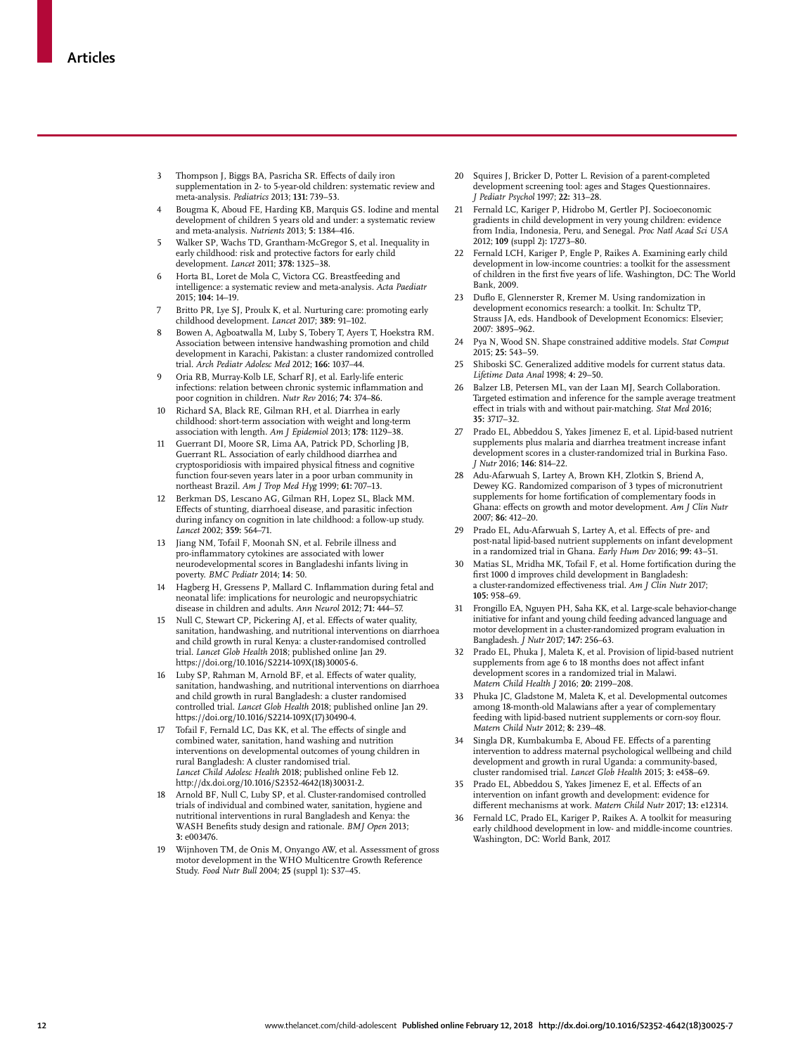3 Thompson J, Biggs BA, Pasricha SR. Effects of daily iron supplementation in 2- to 5-year-old children: systematic review and meta-analysis. *Pediatrics* 2013; **131:** 739–53.

4 Bougma K, Aboud FE, Harding KB, Marquis GS. Iodine and mental development of children 5 years old and under: a systematic review and meta-analysis. *Nutrients* 2013; **5:** 1384–416.

5 Walker SP, Wachs TD, Grantham-McGregor S, et al. Inequality in early childhood: risk and protective factors for early child development. *Lancet* 2011; **378:** 1325–38.

6 Horta BL, Loret de Mola C, Victora CG. Breastfeeding and intelligence: a systematic review and meta-analysis. *Acta Paediatr* 2015; **104:** 14–19.

7 Britto PR, Lye SJ, Proulx K, et al. Nurturing care: promoting early childhood development. *Lancet* 2017; **389:** 91–102.

8 Bowen A, Agboatwalla M, Luby S, Tobery T, Ayers T, Hoekstra RM. Association between intensive handwashing promotion and child development in Karachi, Pakistan: a cluster randomized controlled trial. *Arch Pediatr Adolesc Med* 2012; **166:** 1037–44.

9 Oria RB, Murray-Kolb LE, Scharf RJ, et al. Early-life enteric infections: relation between chronic systemic inflammation and poor cognition in children. *Nutr Rev* 2016; **74:** 374–86.

10 Richard SA, Black RE, Gilman RH, et al. Diarrhea in early childhood: short-term association with weight and long-term association with length. *Am J Epidemiol* 2013; **178:** 1129–38.

11 Guerrant DI, Moore SR, Lima AA, Patrick PD, Schorling JB, Guerrant RL. Association of early childhood diarrhea and cryptosporidiosis with impaired physical fitness and cognitive function four-seven years later in a poor urban community in northeast Brazil. *Am J Trop Med Hyg* 1999; **61:** 707–13.

12 Berkman DS, Lescano AG, Gilman RH, Lopez SL, Black MM. Effects of stunting, diarrhoeal disease, and parasitic infection during infancy on cognition in late childhood: a follow-up study. *Lancet* 2002; **359:** 564–71.

13 Jiang NM, Tofail F, Moonah SN, et al. Febrile illness and pro-inflammatory cytokines are associated with lower neurodevelopmental scores in Bangladeshi infants living in poverty. *BMC Pediatr* 2014; **14**: 50.

14 Hagberg H, Gressens P, Mallard C. Inflammation during fetal and neonatal life: implications for neurologic and neuropsychiatric disease in children and adults. *Ann Neurol* 2012; **71:** 444–57.

15 Null C, Stewart CP, Pickering AJ, et al. Effects of water quality, sanitation, handwashing, and nutritional interventions on diarrhoea and child growth in rural Kenya: a cluster-randomised controlled trial. *Lancet Glob Health* 2018; published online Jan 29. https://doi.org/10.1016/S2214-109X(18)30005-6.

16 Luby SP, Rahman M, Arnold BF, et al. Effects of water quality, sanitation, handwashing, and nutritional interventions on diarrhoea and child growth in rural Bangladesh: a cluster randomised controlled trial. *Lancet Glob Health* 2018; published online Jan 29. https://doi.org/10.1016/S2214-109X(17)30490-4.

17 Tofail F, Fernald LC, Das KK, et al. The effects of single and combined water, sanitation, hand washing and nutrition interventions on developmental outcomes of young children in rural Bangladesh: A cluster randomised trial. *Lancet Child Adolesc Health* 2018; published online Feb 12. http://dx.doi.org/10.1016/S2352-4642(18)30031-2.

18 Arnold BF, Null C, Luby SP, et al. Cluster-randomised controlled trials of individual and combined water, sanitation, hygiene and nutritional interventions in rural Bangladesh and Kenya: the WASH Benefits study design and rationale. *BMJ Open* 2013; **3:** e003476.

19 Wijnhoven TM, de Onis M, Onyango AW, et al. Assessment of gross motor development in the WHO Multicentre Growth Reference Study. *Food Nutr Bull* 2004; **25** (suppl 1)**:** S37–45.

20 Squires J, Bricker D, Potter L. Revision of a parent-completed development screening tool: ages and Stages Questionnaires. *J Pediatr Psychol* 1997; **22:** 313–28.

21 Fernald LC, Kariger P, Hidrobo M, Gertler PJ. Socioeconomic gradients in child development in very young children: evidence from India, Indonesia, Peru, and Senegal. *Proc Natl Acad Sci USA* 2012; **109** (suppl 2)**:** 17273–80.

22 Fernald LCH, Kariger P, Engle P, Raikes A. Examining early child development in low-income countries: a toolkit for the assessment of children in the first five years of life. Washington, DC: The World Bank, 2009.

23 Duflo E, Glennerster R, Kremer M. Using randomization in development economics research: a toolkit. In: Schultz TP, Strauss JA, eds. Handbook of Development Economics: Elsevier; 2007: 3895–962.

24 Pya N, Wood SN. Shape constrained additive models. *Stat Comput* 2015; **25:** 543–59.

25 Shiboski SC. Generalized additive models for current status data. *Lifetime Data Anal* 1998; **4:** 29–50.

26 Balzer LB, Petersen ML, van der Laan MJ, Search Collaboration. Targeted estimation and inference for the sample average treatment effect in trials with and without pair-matching. *Stat Med* 2016; **35:** 3717–32.

27 Prado EL, Abbeddou S, Yakes Jimenez E, et al. Lipid-based nutrient supplements plus malaria and diarrhea treatment increase infant development scores in a cluster-randomized trial in Burkina Faso. *J Nutr* 2016; **146:** 814–22.

28 Adu-Afarwuah S, Lartey A, Brown KH, Zlotkin S, Briend A, Dewey KG. Randomized comparison of 3 types of micronutrient supplements for home fortification of complementary foods in Ghana: effects on growth and motor development. *Am J Clin Nutr* 2007; **86:** 412–20.

29 Prado EL, Adu-Afarwuah S, Lartey A, et al. Effects of pre- and post-natal lipid-based nutrient supplements on infant development in a randomized trial in Ghana. *Early Hum Dev* 2016; **99:** 43–51.

30 Matias SL, Mridha MK, Tofail F, et al. Home fortification during the first 1000 d improves child development in Bangladesh: a cluster-randomized effectiveness trial. *Am J Clin Nutr* 2017; **105:** 958–69.

31 Frongillo EA, Nguyen PH, Saha KK, et al. Large-scale behavior-change initiative for infant and young child feeding advanced language and motor development in a cluster-randomized program evaluation in Bangladesh. *J Nutr* 2017; **147:** 256–63.

32 Prado EL, Phuka J, Maleta K, et al. Provision of lipid-based nutrient supplements from age 6 to 18 months does not affect infant development scores in a randomized trial in Malawi. *Matern Child Health J* 2016; **20:** 2199–208.

33 Phuka JC, Gladstone M, Maleta K, et al. Developmental outcomes among 18-month-old Malawians after a year of complementary feeding with lipid-based nutrient supplements or corn-soy flour. *Matern Child Nutr* 2012; **8:** 239–48.

34 Singla DR, Kumbakumba E, Aboud FE. Effects of a parenting intervention to address maternal psychological wellbeing and child development and growth in rural Uganda: a community-based, cluster randomised trial. *Lancet Glob Health* 2015; **3:** e458–69.

35 Prado EL, Abbeddou S, Yakes Jimenez E, et al. Effects of an intervention on infant growth and development: evidence for different mechanisms at work. *Matern Child Nutr* 2017; **13:** e12314.

36 Fernald LC, Prado EL, Kariger P, Raikes A. A toolkit for measuring early childhood development in low- and middle-income countries. Washington, DC: World Bank, 2017.